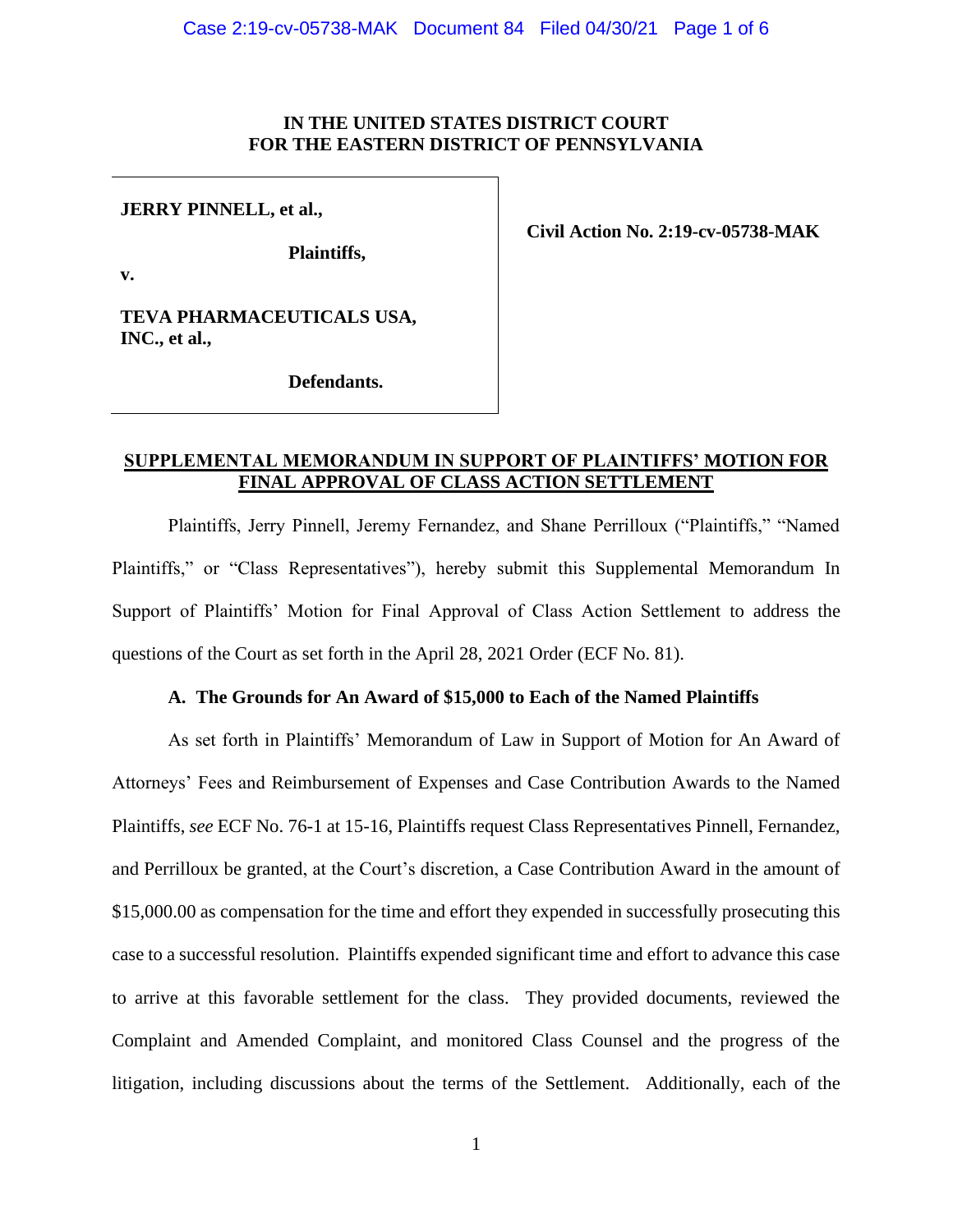**IN THE UNITED STATES DISTRICT COURT
FOR THE EASTERN DISTRICT OF PENNSYLVANIA**

| | |
|---|---|
| **JERRY PINNELL, et al.,**<br><br>**Plaintiffs,**<br><br>**v.**<br><br>**TEVA PHARMACEUTICALS USA, INC., et al.,**<br><br>**Defendants.** | **Civil Action No. 2:19-cv-05738-MAK** |

**SUPPLEMENTAL MEMORANDUM IN SUPPORT OF PLAINTIFFS' MOTION FOR FINAL APPROVAL OF CLASS ACTION SETTLEMENT**

Plaintiffs, Jerry Pinnell, Jeremy Fernandez, and Shane Perrilloux ("Plaintiffs," "Named Plaintiffs," or "Class Representatives"), hereby submit this Supplemental Memorandum In Support of Plaintiffs' Motion for Final Approval of Class Action Settlement to address the questions of the Court as set forth in the April 28, 2021 Order (ECF No. 81).

**A. The Grounds for An Award of $15,000 to Each of the Named Plaintiffs**

As set forth in Plaintiffs' Memorandum of Law in Support of Motion for An Award of Attorneys' Fees and Reimbursement of Expenses and Case Contribution Awards to the Named Plaintiffs, *see* ECF No. 76-1 at 15-16, Plaintiffs request Class Representatives Pinnell, Fernandez, and Perrilloux be granted, at the Court's discretion, a Case Contribution Award in the amount of $15,000.00 as compensation for the time and effort they expended in successfully prosecuting this case to a successful resolution. Plaintiffs expended significant time and effort to advance this case to arrive at this favorable settlement for the class. They provided documents, reviewed the Complaint and Amended Complaint, and monitored Class Counsel and the progress of the litigation, including discussions about the terms of the Settlement. Additionally, each of the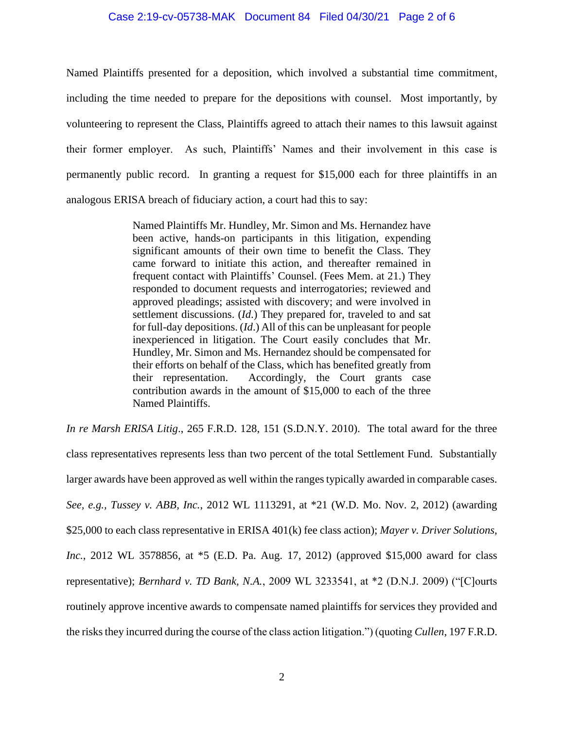Named Plaintiffs presented for a deposition, which involved a substantial time commitment, including the time needed to prepare for the depositions with counsel. Most importantly, by volunteering to represent the Class, Plaintiffs agreed to attach their names to this lawsuit against their former employer. As such, Plaintiffs' Names and their involvement in this case is permanently public record. In granting a request for $15,000 each for three plaintiffs in an analogous ERISA breach of fiduciary action, a court had this to say:

> Named Plaintiffs Mr. Hundley, Mr. Simon and Ms. Hernandez have been active, hands-on participants in this litigation, expending significant amounts of their own time to benefit the Class. They came forward to initiate this action, and thereafter remained in frequent contact with Plaintiffs' Counsel. (Fees Mem. at 21.) They responded to document requests and interrogatories; reviewed and approved pleadings; assisted with discovery; and were involved in settlement discussions. (*Id*.) They prepared for, traveled to and sat for full-day depositions. (*Id*.) All of this can be unpleasant for people inexperienced in litigation. The Court easily concludes that Mr. Hundley, Mr. Simon and Ms. Hernandez should be compensated for their efforts on behalf of the Class, which has benefited greatly from their representation. Accordingly, the Court grants case contribution awards in the amount of $15,000 to each of the three Named Plaintiffs.

*In re Marsh ERISA Litig*., 265 F.R.D. 128, 151 (S.D.N.Y. 2010). The total award for the three class representatives represents less than two percent of the total Settlement Fund. Substantially larger awards have been approved as well within the ranges typically awarded in comparable cases. *See, e.g., Tussey v. ABB, Inc.*, 2012 WL 1113291, at *21 (W.D. Mo. Nov. 2, 2012) (awarding $25,000 to each class representative in ERISA 401(k) fee class action); *Mayer v. Driver Solutions, Inc.*, 2012 WL 3578856, at *5 (E.D. Pa. Aug. 17, 2012) (approved $15,000 award for class representative); *Bernhard v. TD Bank, N.A.*, 2009 WL 3233541, at *2 (D.N.J. 2009) ("[C]ourts routinely approve incentive awards to compensate named plaintiffs for services they provided and the risks they incurred during the course of the class action litigation.") (quoting *Cullen*, 197 F.R.D.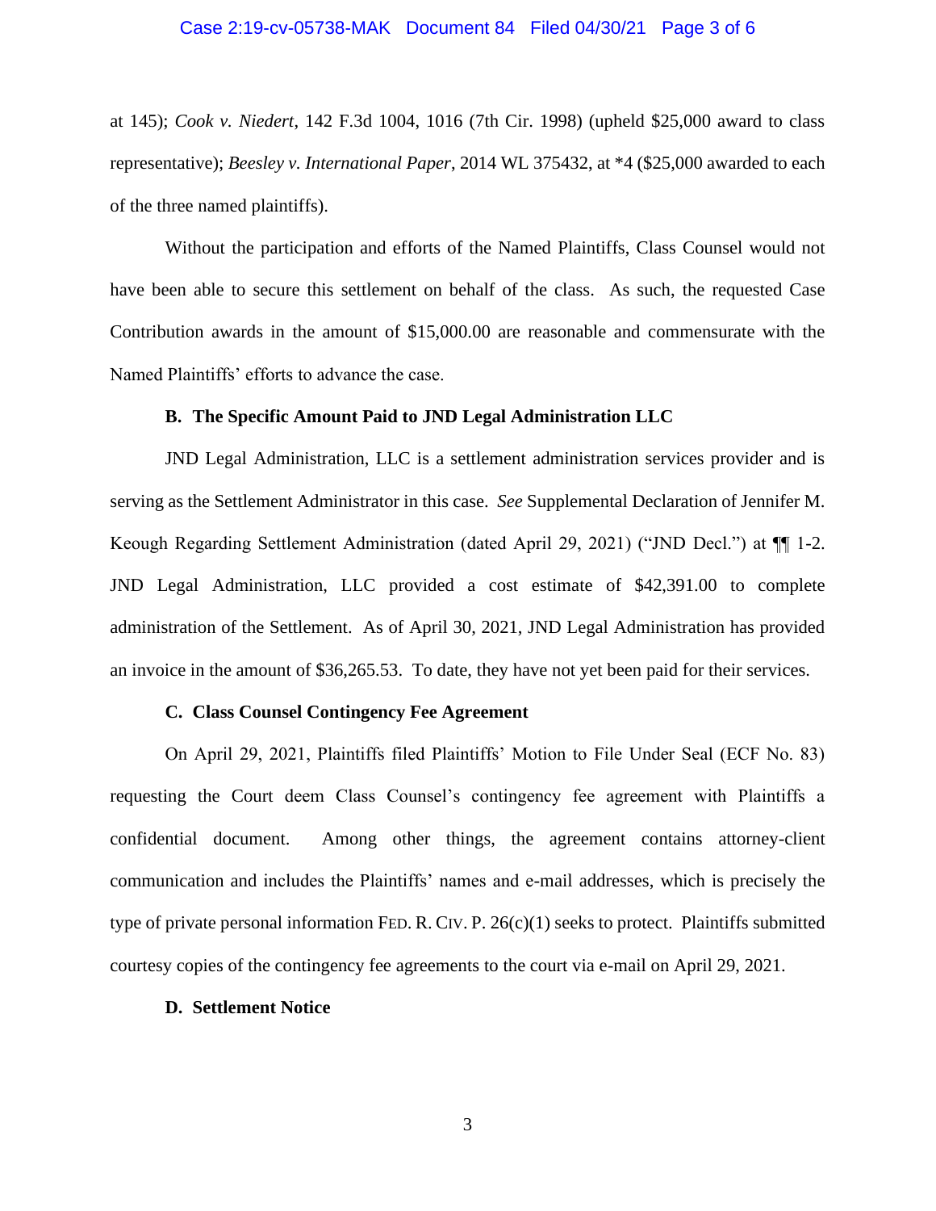at 145); *Cook v. Niedert*, 142 F.3d 1004, 1016 (7th Cir. 1998) (upheld $25,000 award to class representative); *Beesley v. International Paper*, 2014 WL 375432, at *4 ($25,000 awarded to each of the three named plaintiffs).

Without the participation and efforts of the Named Plaintiffs, Class Counsel would not have been able to secure this settlement on behalf of the class. As such, the requested Case Contribution awards in the amount of $15,000.00 are reasonable and commensurate with the Named Plaintiffs' efforts to advance the case.

**B. The Specific Amount Paid to JND Legal Administration LLC**

JND Legal Administration, LLC is a settlement administration services provider and is serving as the Settlement Administrator in this case. *See* Supplemental Declaration of Jennifer M. Keough Regarding Settlement Administration (dated April 29, 2021) ("JND Decl.") at ¶¶ 1-2. JND Legal Administration, LLC provided a cost estimate of $42,391.00 to complete administration of the Settlement. As of April 30, 2021, JND Legal Administration has provided an invoice in the amount of $36,265.53. To date, they have not yet been paid for their services.

**C. Class Counsel Contingency Fee Agreement**

On April 29, 2021, Plaintiffs filed Plaintiffs' Motion to File Under Seal (ECF No. 83) requesting the Court deem Class Counsel's contingency fee agreement with Plaintiffs a confidential document. Among other things, the agreement contains attorney-client communication and includes the Plaintiffs' names and e-mail addresses, which is precisely the type of private personal information FED. R. CIV. P. 26(c)(1) seeks to protect. Plaintiffs submitted courtesy copies of the contingency fee agreements to the court via e-mail on April 29, 2021.

**D. Settlement Notice**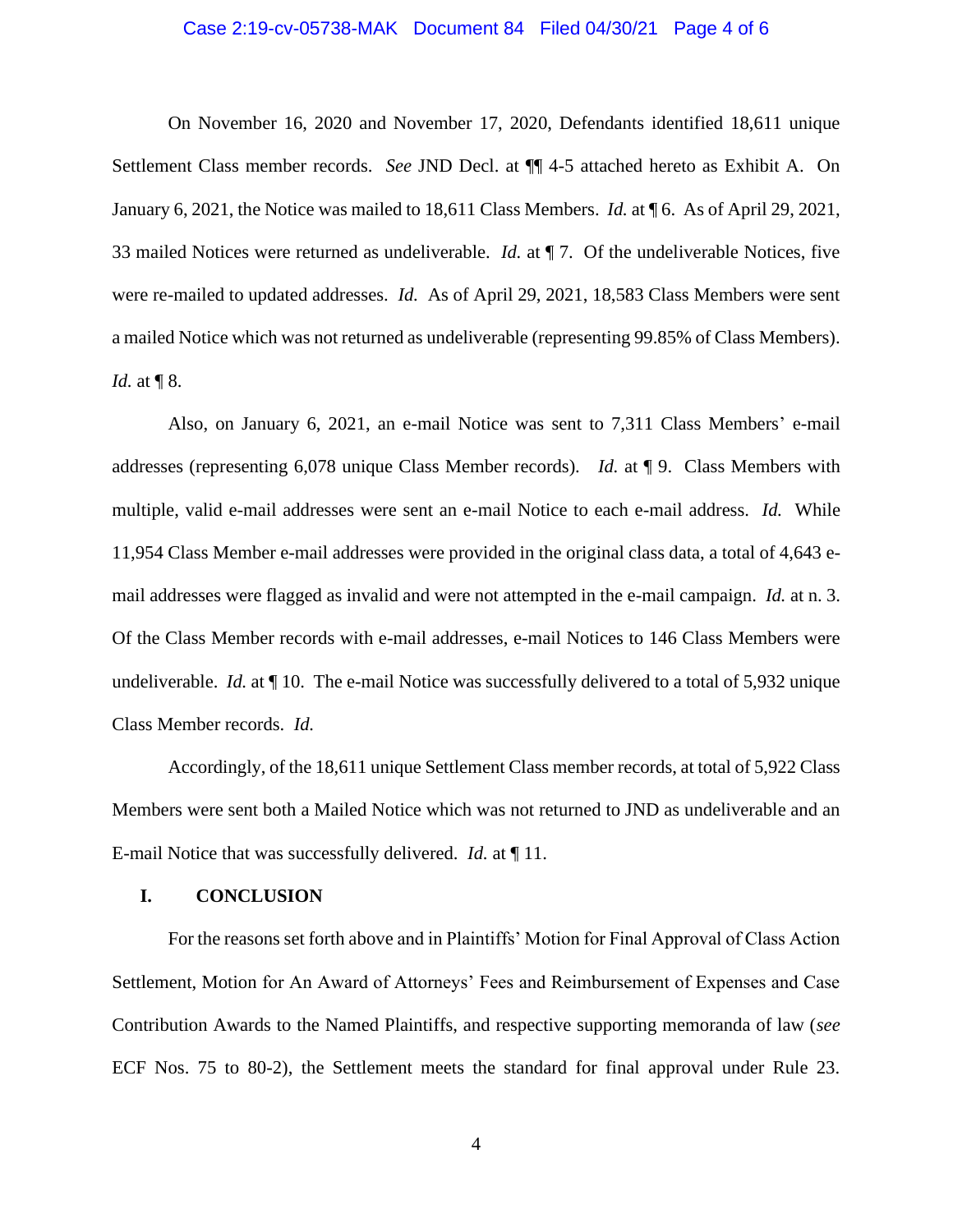On November 16, 2020 and November 17, 2020, Defendants identified 18,611 unique Settlement Class member records. *See* JND Decl. at ¶¶ 4-5 attached hereto as Exhibit A. On January 6, 2021, the Notice was mailed to 18,611 Class Members. *Id.* at ¶ 6. As of April 29, 2021, 33 mailed Notices were returned as undeliverable. *Id.* at ¶ 7. Of the undeliverable Notices, five were re-mailed to updated addresses. *Id.* As of April 29, 2021, 18,583 Class Members were sent a mailed Notice which was not returned as undeliverable (representing 99.85% of Class Members). *Id.* at ¶ 8.

Also, on January 6, 2021, an e-mail Notice was sent to 7,311 Class Members' e-mail addresses (representing 6,078 unique Class Member records). *Id.* at ¶ 9. Class Members with multiple, valid e-mail addresses were sent an e-mail Notice to each e-mail address. *Id.* While 11,954 Class Member e-mail addresses were provided in the original class data, a total of 4,643 e-mail addresses were flagged as invalid and were not attempted in the e-mail campaign. *Id.* at n. 3. Of the Class Member records with e-mail addresses, e-mail Notices to 146 Class Members were undeliverable. *Id.* at ¶ 10. The e-mail Notice was successfully delivered to a total of 5,932 unique Class Member records. *Id.*

Accordingly, of the 18,611 unique Settlement Class member records, at total of 5,922 Class Members were sent both a Mailed Notice which was not returned to JND as undeliverable and an E-mail Notice that was successfully delivered. *Id.* at ¶ 11.

## I. CONCLUSION

For the reasons set forth above and in Plaintiffs' Motion for Final Approval of Class Action Settlement, Motion for An Award of Attorneys' Fees and Reimbursement of Expenses and Case Contribution Awards to the Named Plaintiffs, and respective supporting memoranda of law (*see* ECF Nos. 75 to 80-2), the Settlement meets the standard for final approval under Rule 23.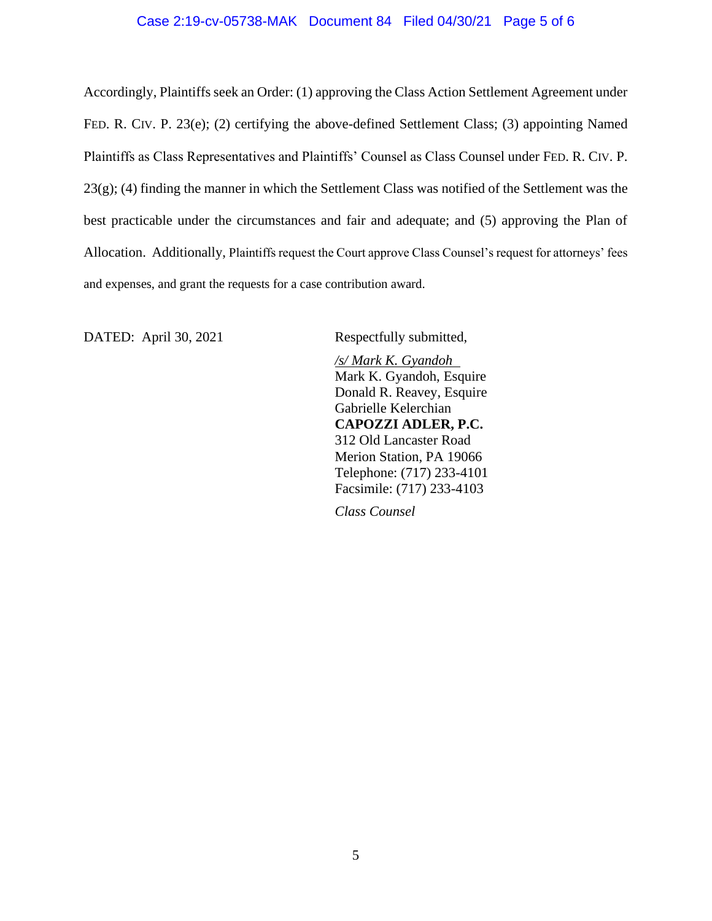Accordingly, Plaintiffs seek an Order: (1) approving the Class Action Settlement Agreement under FED. R. CIV. P. 23(e); (2) certifying the above-defined Settlement Class; (3) appointing Named Plaintiffs as Class Representatives and Plaintiffs' Counsel as Class Counsel under FED. R. CIV. P. 23(g); (4) finding the manner in which the Settlement Class was notified of the Settlement was the best practicable under the circumstances and fair and adequate; and (5) approving the Plan of Allocation. Additionally, Plaintiffs request the Court approve Class Counsel's request for attorneys' fees and expenses, and grant the requests for a case contribution award.

DATED: April 30, 2021

Respectfully submitted,

*/s/ Mark K. Gyandoh*
Mark K. Gyandoh, Esquire
Donald R. Reavey, Esquire
Gabrielle Kelerchian
**CAPOZZI ADLER, P.C.**
312 Old Lancaster Road
Merion Station, PA 19066
Telephone: (717) 233-4101
Facsimile: (717) 233-4103

*Class Counsel*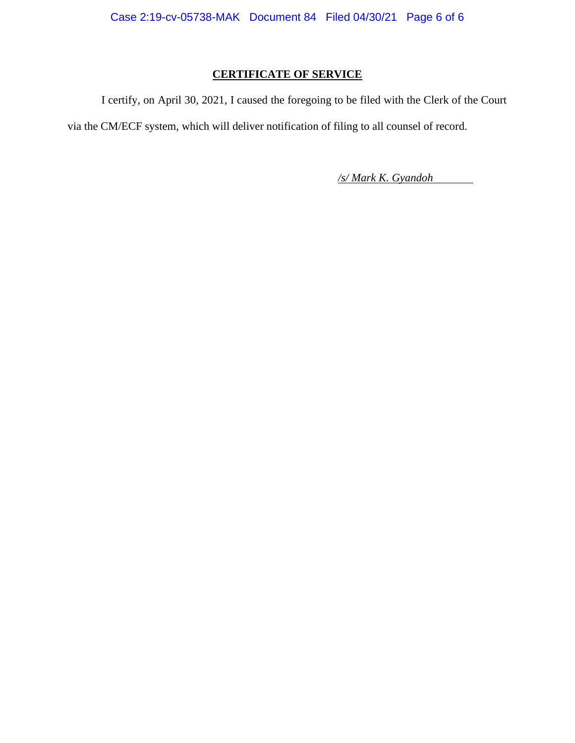**CERTIFICATE OF SERVICE**

I certify, on April 30, 2021, I caused the foregoing to be filed with the Clerk of the Court via the CM/ECF system, which will deliver notification of filing to all counsel of record.

*/s/ Mark K. Gyandoh*